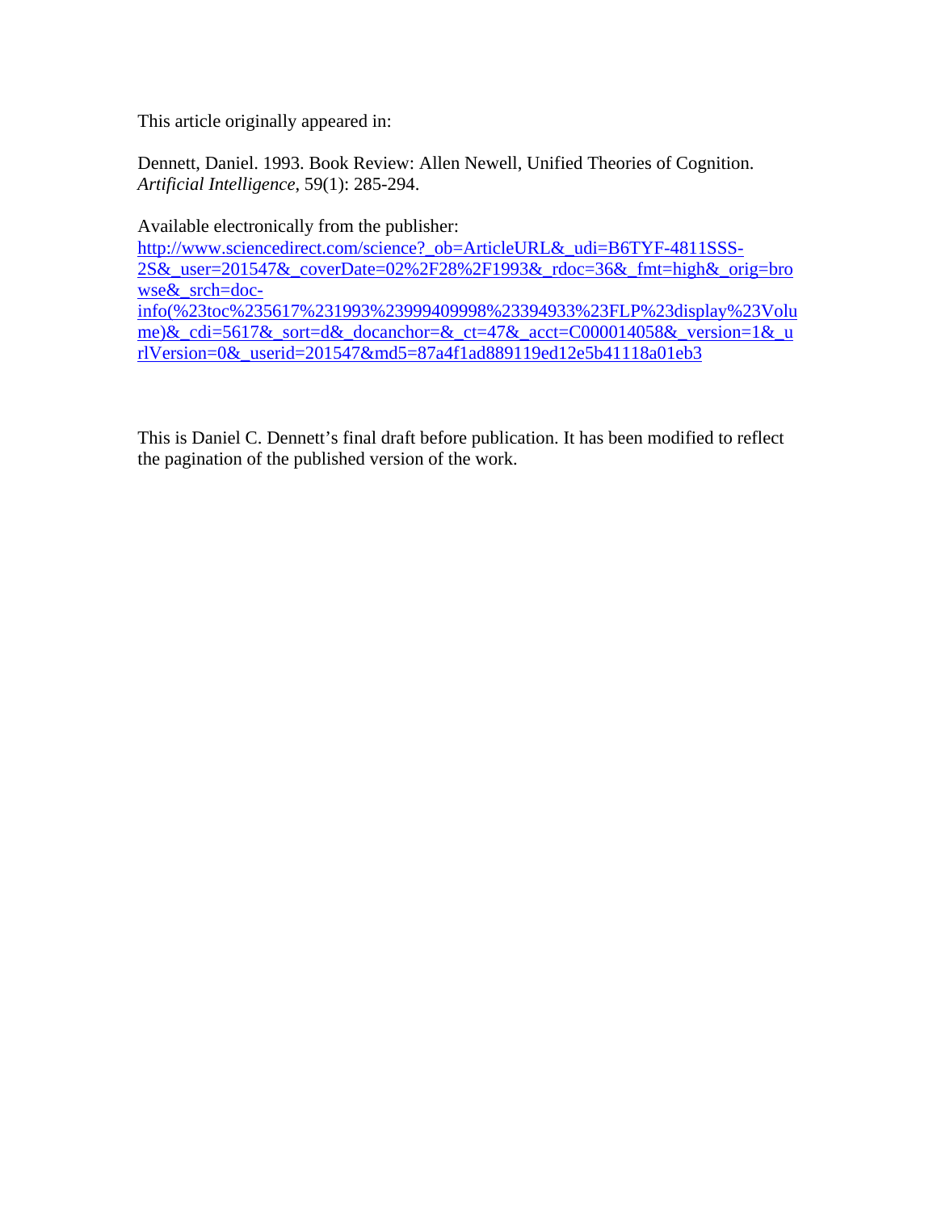This article originally appeared in:

Dennett, Daniel. 1993. Book Review: Allen Newell, Unified Theories of Cognition. *Artificial Intelligence*, 59(1): 285-294.

Available electronically from the publisher:
[http://www.sciencedirect.com/science?_ob=ArticleURL&_udi=B6TYF-4811SSS-2S&_user=201547&_coverDate=02%2F28%2F1993&_rdoc=36&_fmt=high&_orig=browse&_srch=doc-info(%23toc%235617%231993%23999409998%23394933%23FLP%23display%23Volume)&_cdi=5617&_sort=d&_docanchor=&_ct=47&_acct=C000014058&_version=1&_urlVersion=0&_userid=201547&md5=87a4f1ad889119ed12e5b41118a01eb3](http://www.sciencedirect.com/science?_ob=ArticleURL&_udi=B6TYF-4811SSS-2S&_user=201547&_coverDate=02%2F28%2F1993&_rdoc=36&_fmt=high&_orig=browse&_srch=doc-info(%23toc%235617%231993%23999409998%23394933%23FLP%23display%23Volume)&_cdi=5617&_sort=d&_docanchor=&_ct=47&_acct=C000014058&_version=1&_urlVersion=0&_userid=201547&md5=87a4f1ad889119ed12e5b41118a01eb3)

This is Daniel C. Dennett's final draft before publication. It has been modified to reflect the pagination of the published version of the work.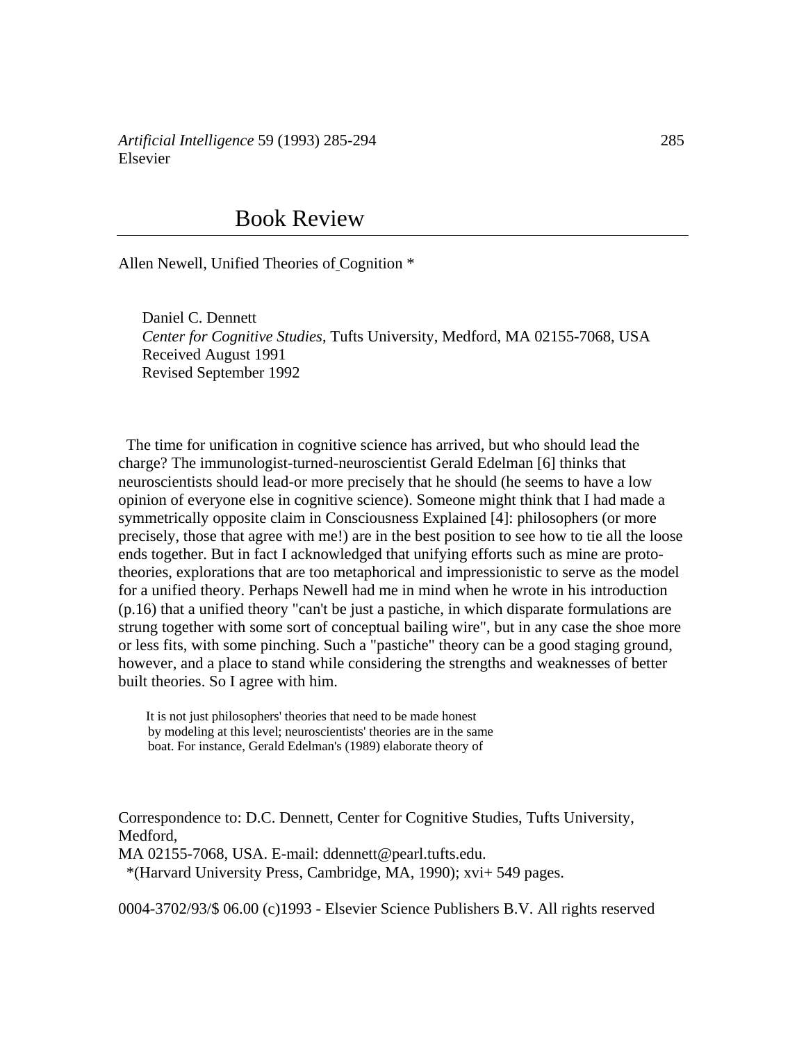*Artificial Intelligence* 59 (1993) 285-294
Elsevier

# Book Review

Allen Newell, Unified Theories of Cognition *

Daniel C. Dennett
*Center for Cognitive Studies*, Tufts University, Medford, MA 02155-7068, USA
Received August 1991
Revised September 1992

The time for unification in cognitive science has arrived, but who should lead the charge? The immunologist-turned-neuroscientist Gerald Edelman [6] thinks that neuroscientists should lead-or more precisely that he should (he seems to have a low opinion of everyone else in cognitive science). Someone might think that I had made a symmetrically opposite claim in Consciousness Explained [4]: philosophers (or more precisely, those that agree with me!) are in the best position to see how to tie all the loose ends together. But in fact I acknowledged that unifying efforts such as mine are proto-theories, explorations that are too metaphorical and impressionistic to serve as the model for a unified theory. Perhaps Newell had me in mind when he wrote in his introduction (p.16) that a unified theory "can't be just a pastiche, in which disparate formulations are strung together with some sort of conceptual bailing wire", but in any case the shoe more or less fits, with some pinching. Such a "pastiche" theory can be a good staging ground, however, and a place to stand while considering the strengths and weaknesses of better built theories. So I agree with him.

It is not just philosophers' theories that need to be made honest by modeling at this level; neuroscientists' theories are in the same boat. For instance, Gerald Edelman's (1989) elaborate theory of

Correspondence to: D.C. Dennett, Center for Cognitive Studies, Tufts University, Medford,
MA 02155-7068, USA. E-mail: ddennett@pearl.tufts.edu.
*(Harvard University Press, Cambridge, MA, 1990); xvi+ 549 pages.

0004-3702/93/$ 06.00 (c)1993 - Elsevier Science Publishers B.V. All rights reserved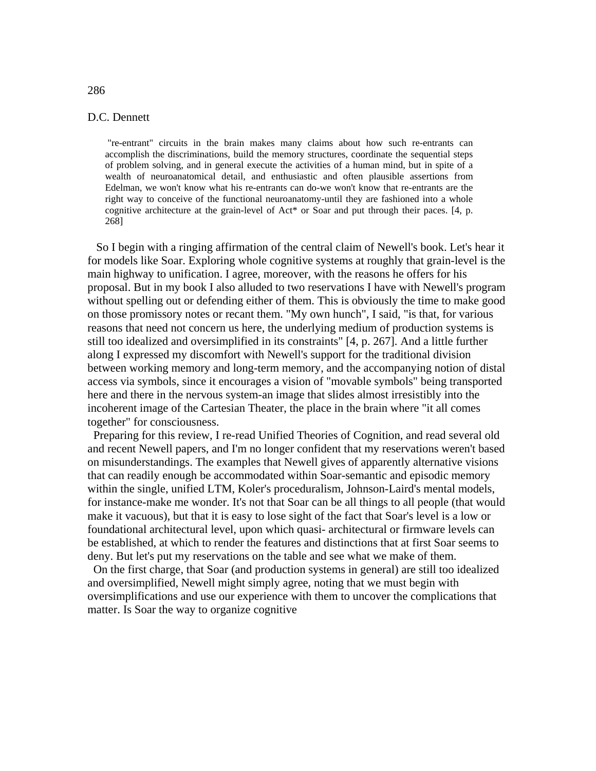> "re-entrant" circuits in the brain makes many claims about how such re-entrants can accomplish the discriminations, build the memory structures, coordinate the sequential steps of problem solving, and in general execute the activities of a human mind, but in spite of a wealth of neuroanatomical detail, and enthusiastic and often plausible assertions from Edelman, we won't know what his re-entrants can do-we won't know that re-entrants are the right way to conceive of the functional neuroanatomy-until they are fashioned into a whole cognitive architecture at the grain-level of Act* or Soar and put through their paces. [4, p. 268]

So I begin with a ringing affirmation of the central claim of Newell's book. Let's hear it for models like Soar. Exploring whole cognitive systems at roughly that grain-level is the main highway to unification. I agree, moreover, with the reasons he offers for his proposal. But in my book I also alluded to two reservations I have with Newell's program without spelling out or defending either of them. This is obviously the time to make good on those promissory notes or recant them. "My own hunch", I said, "is that, for various reasons that need not concern us here, the underlying medium of production systems is still too idealized and oversimplified in its constraints" [4, p. 267]. And a little further along I expressed my discomfort with Newell's support for the traditional division between working memory and long-term memory, and the accompanying notion of distal access via symbols, since it encourages a vision of "movable symbols" being transported here and there in the nervous system-an image that slides almost irresistibly into the incoherent image of the Cartesian Theater, the place in the brain where "it all comes together" for consciousness.

Preparing for this review, I re-read Unified Theories of Cognition, and read several old and recent Newell papers, and I'm no longer confident that my reservations weren't based on misunderstandings. The examples that Newell gives of apparently alternative visions that can readily enough be accommodated within Soar-semantic and episodic memory within the single, unified LTM, Koler's proceduralism, Johnson-Laird's mental models, for instance-make me wonder. It's not that Soar can be all things to all people (that would make it vacuous), but that it is easy to lose sight of the fact that Soar's level is a low or foundational architectural level, upon which quasi- architectural or firmware levels can be established, at which to render the features and distinctions that at first Soar seems to deny. But let's put my reservations on the table and see what we make of them.

On the first charge, that Soar (and production systems in general) are still too idealized and oversimplified, Newell might simply agree, noting that we must begin with oversimplifications and use our experience with them to uncover the complications that matter. Is Soar the way to organize cognitive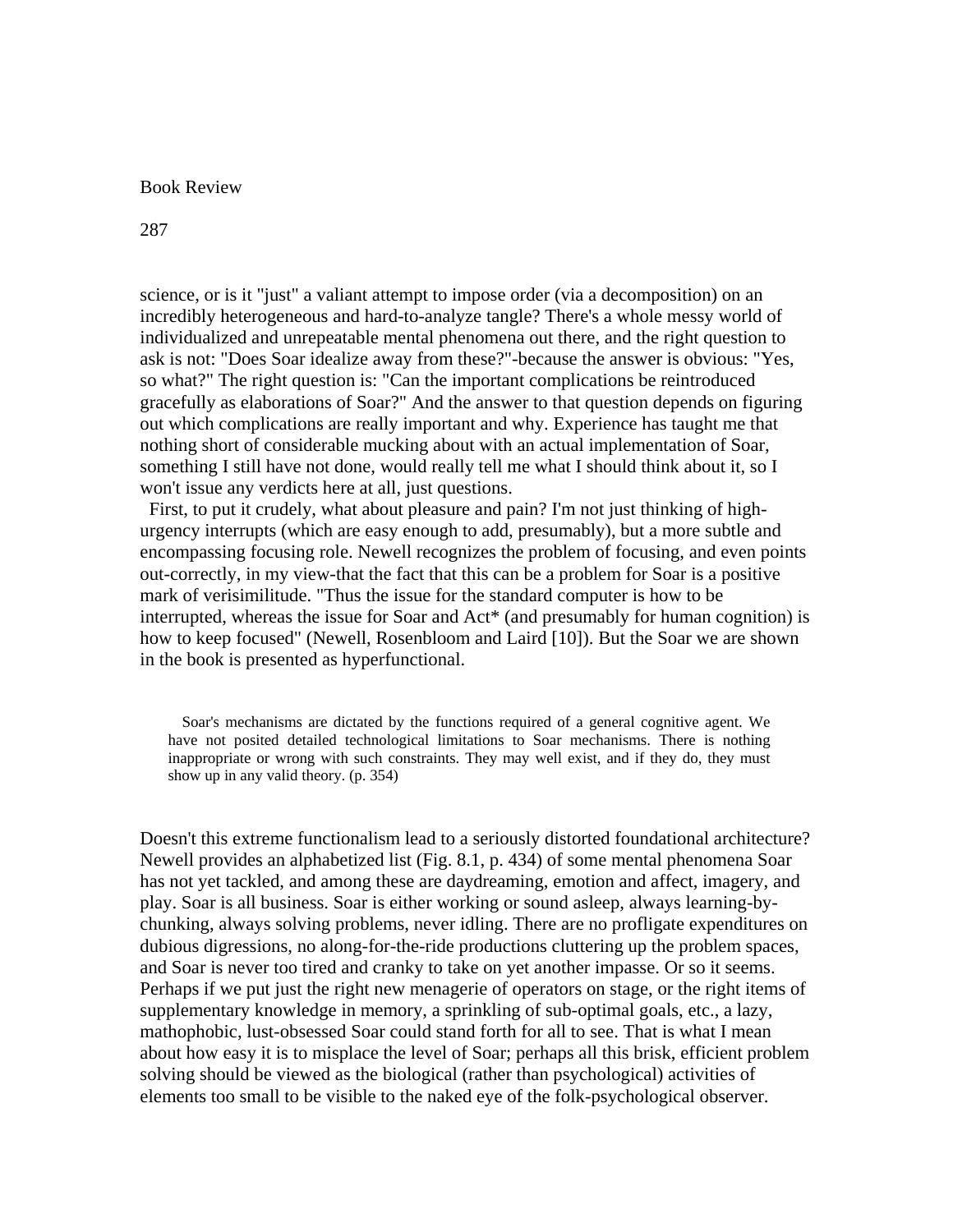science, or is it "just" a valiant attempt to impose order (via a decomposition) on an incredibly heterogeneous and hard-to-analyze tangle? There's a whole messy world of individualized and unrepeatable mental phenomena out there, and the right question to ask is not: "Does Soar idealize away from these?"-because the answer is obvious: "Yes, so what?" The right question is: "Can the important complications be reintroduced gracefully as elaborations of Soar?" And the answer to that question depends on figuring out which complications are really important and why. Experience has taught me that nothing short of considerable mucking about with an actual implementation of Soar, something I still have not done, would really tell me what I should think about it, so I won't issue any verdicts here at all, just questions.

First, to put it crudely, what about pleasure and pain? I'm not just thinking of high-urgency interrupts (which are easy enough to add, presumably), but a more subtle and encompassing focusing role. Newell recognizes the problem of focusing, and even points out-correctly, in my view-that the fact that this can be a problem for Soar is a positive mark of verisimilitude. "Thus the issue for the standard computer is how to be interrupted, whereas the issue for Soar and Act* (and presumably for human cognition) is how to keep focused" (Newell, Rosenbloom and Laird [10]). But the Soar we are shown in the book is presented as hyperfunctional.

> Soar's mechanisms are dictated by the functions required of a general cognitive agent. We have not posited detailed technological limitations to Soar mechanisms. There is nothing inappropriate or wrong with such constraints. They may well exist, and if they do, they must show up in any valid theory. (p. 354)

Doesn't this extreme functionalism lead to a seriously distorted foundational architecture? Newell provides an alphabetized list (Fig. 8.1, p. 434) of some mental phenomena Soar has not yet tackled, and among these are daydreaming, emotion and affect, imagery, and play. Soar is all business. Soar is either working or sound asleep, always learning-by-chunking, always solving problems, never idling. There are no profligate expenditures on dubious digressions, no along-for-the-ride productions cluttering up the problem spaces, and Soar is never too tired and cranky to take on yet another impasse. Or so it seems. Perhaps if we put just the right new menagerie of operators on stage, or the right items of supplementary knowledge in memory, a sprinkling of sub-optimal goals, etc., a lazy, mathophobic, lust-obsessed Soar could stand forth for all to see. That is what I mean about how easy it is to misplace the level of Soar; perhaps all this brisk, efficient problem solving should be viewed as the biological (rather than psychological) activities of elements too small to be visible to the naked eye of the folk-psychological observer.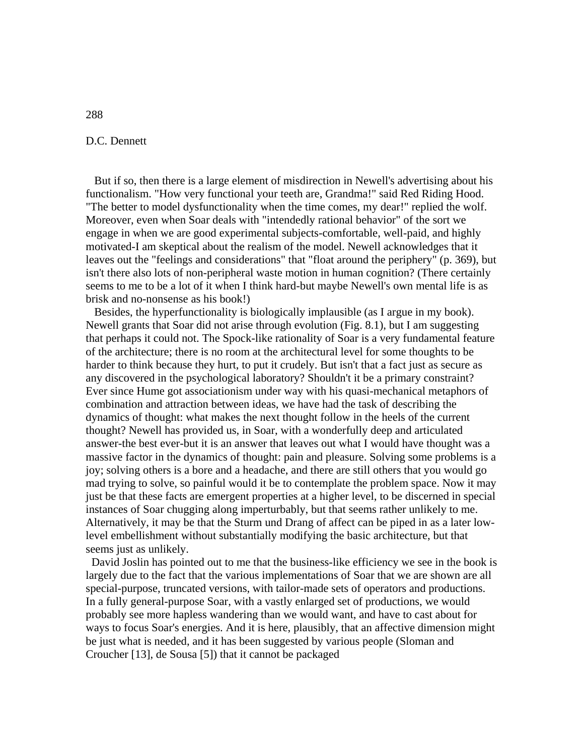But if so, then there is a large element of misdirection in Newell's advertising about his functionalism. "How very functional your teeth are, Grandma!" said Red Riding Hood. "The better to model dysfunctionality when the time comes, my dear!" replied the wolf. Moreover, even when Soar deals with "intendedly rational behavior" of the sort we engage in when we are good experimental subjects-comfortable, well-paid, and highly motivated-I am skeptical about the realism of the model. Newell acknowledges that it leaves out the "feelings and considerations" that "float around the periphery" (p. 369), but isn't there also lots of non-peripheral waste motion in human cognition? (There certainly seems to me to be a lot of it when I think hard-but maybe Newell's own mental life is as brisk and no-nonsense as his book!)

Besides, the hyperfunctionality is biologically implausible (as I argue in my book). Newell grants that Soar did not arise through evolution (Fig. 8.1), but I am suggesting that perhaps it could not. The Spock-like rationality of Soar is a very fundamental feature of the architecture; there is no room at the architectural level for some thoughts to be harder to think because they hurt, to put it crudely. But isn't that a fact just as secure as any discovered in the psychological laboratory? Shouldn't it be a primary constraint? Ever since Hume got associationism under way with his quasi-mechanical metaphors of combination and attraction between ideas, we have had the task of describing the dynamics of thought: what makes the next thought follow in the heels of the current thought? Newell has provided us, in Soar, with a wonderfully deep and articulated answer-the best ever-but it is an answer that leaves out what I would have thought was a massive factor in the dynamics of thought: pain and pleasure. Solving some problems is a joy; solving others is a bore and a headache, and there are still others that you would go mad trying to solve, so painful would it be to contemplate the problem space. Now it may just be that these facts are emergent properties at a higher level, to be discerned in special instances of Soar chugging along imperturbably, but that seems rather unlikely to me. Alternatively, it may be that the Sturm und Drang of affect can be piped in as a later low-level embellishment without substantially modifying the basic architecture, but that seems just as unlikely.

David Joslin has pointed out to me that the business-like efficiency we see in the book is largely due to the fact that the various implementations of Soar that we are shown are all special-purpose, truncated versions, with tailor-made sets of operators and productions. In a fully general-purpose Soar, with a vastly enlarged set of productions, we would probably see more hapless wandering than we would want, and have to cast about for ways to focus Soar's energies. And it is here, plausibly, that an affective dimension might be just what is needed, and it has been suggested by various people (Sloman and Croucher [13], de Sousa [5]) that it cannot be packaged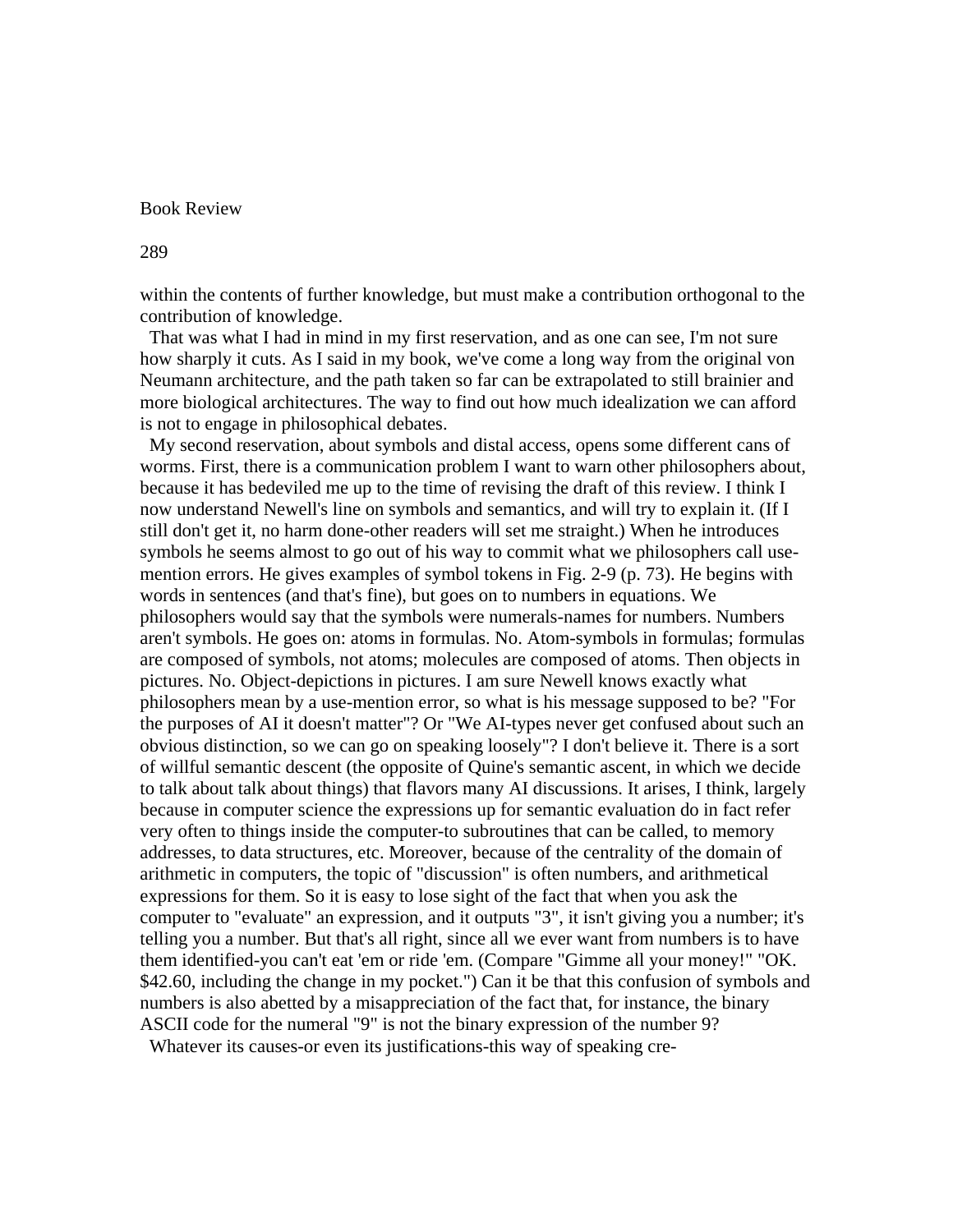within the contents of further knowledge, but must make a contribution orthogonal to the contribution of knowledge.

That was what I had in mind in my first reservation, and as one can see, I'm not sure how sharply it cuts. As I said in my book, we've come a long way from the original von Neumann architecture, and the path taken so far can be extrapolated to still brainier and more biological architectures. The way to find out how much idealization we can afford is not to engage in philosophical debates.

My second reservation, about symbols and distal access, opens some different cans of worms. First, there is a communication problem I want to warn other philosophers about, because it has bedeviled me up to the time of revising the draft of this review. I think I now understand Newell's line on symbols and semantics, and will try to explain it. (If I still don't get it, no harm done-other readers will set me straight.) When he introduces symbols he seems almost to go out of his way to commit what we philosophers call use-mention errors. He gives examples of symbol tokens in Fig. 2-9 (p. 73). He begins with words in sentences (and that's fine), but goes on to numbers in equations. We philosophers would say that the symbols were numerals-names for numbers. Numbers aren't symbols. He goes on: atoms in formulas. No. Atom-symbols in formulas; formulas are composed of symbols, not atoms; molecules are composed of atoms. Then objects in pictures. No. Object-depictions in pictures. I am sure Newell knows exactly what philosophers mean by a use-mention error, so what is his message supposed to be? "For the purposes of AI it doesn't matter"? Or "We AI-types never get confused about such an obvious distinction, so we can go on speaking loosely"? I don't believe it. There is a sort of willful semantic descent (the opposite of Quine's semantic ascent, in which we decide to talk about talk about things) that flavors many AI discussions. It arises, I think, largely because in computer science the expressions up for semantic evaluation do in fact refer very often to things inside the computer-to subroutines that can be called, to memory addresses, to data structures, etc. Moreover, because of the centrality of the domain of arithmetic in computers, the topic of "discussion" is often numbers, and arithmetical expressions for them. So it is easy to lose sight of the fact that when you ask the computer to "evaluate" an expression, and it outputs "3", it isn't giving you a number; it's telling you a number. But that's all right, since all we ever want from numbers is to have them identified-you can't eat 'em or ride 'em. (Compare "Gimme all your money!" "OK. $42.60, including the change in my pocket.") Can it be that this confusion of symbols and numbers is also abetted by a misappreciation of the fact that, for instance, the binary ASCII code for the numeral "9" is not the binary expression of the number 9?

Whatever its causes-or even its justifications-this way of speaking cre-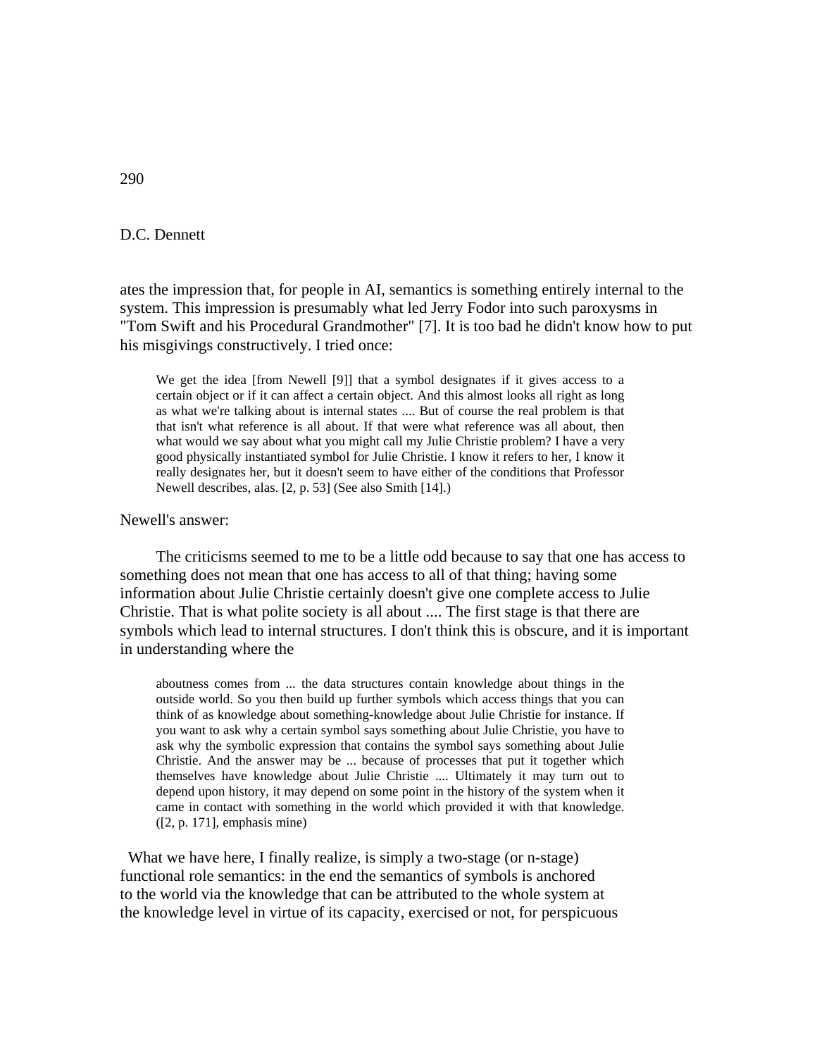ates the impression that, for people in AI, semantics is something entirely internal to the system. This impression is presumably what led Jerry Fodor into such paroxysms in "Tom Swift and his Procedural Grandmother" [7]. It is too bad he didn't know how to put his misgivings constructively. I tried once:

> We get the idea [from Newell [9]] that a symbol designates if it gives access to a certain object or if it can affect a certain object. And this almost looks all right as long as what we're talking about is internal states .... But of course the real problem is that that isn't what reference is all about. If that were what reference was all about, then what would we say about what you might call my Julie Christie problem? I have a very good physically instantiated symbol for Julie Christie. I know it refers to her, I know it really designates her, but it doesn't seem to have either of the conditions that Professor Newell describes, alas. [2, p. 53] (See also Smith [14].)

Newell's answer:

The criticisms seemed to me to be a little odd because to say that one has access to something does not mean that one has access to all of that thing; having some information about Julie Christie certainly doesn't give one complete access to Julie Christie. That is what polite society is all about .... The first stage is that there are symbols which lead to internal structures. I don't think this is obscure, and it is important in understanding where the

> aboutness comes from ... the data structures contain knowledge about things in the outside world. So you then build up further symbols which access things that you can think of as knowledge about something-knowledge about Julie Christie for instance. If you want to ask why a certain symbol says something about Julie Christie, you have to ask why the symbolic expression that contains the symbol says something about Julie Christie. And the answer may be ... because of processes that put it together which themselves have knowledge about Julie Christie .... Ultimately it may turn out to depend upon history, it may depend on some point in the history of the system when it came in contact with something in the world which provided it with that knowledge. ([2, p. 171], emphasis mine)

What we have here, I finally realize, is simply a two-stage (or n-stage) functional role semantics: in the end the semantics of symbols is anchored to the world via the knowledge that can be attributed to the whole system at the knowledge level in virtue of its capacity, exercised or not, for perspicuous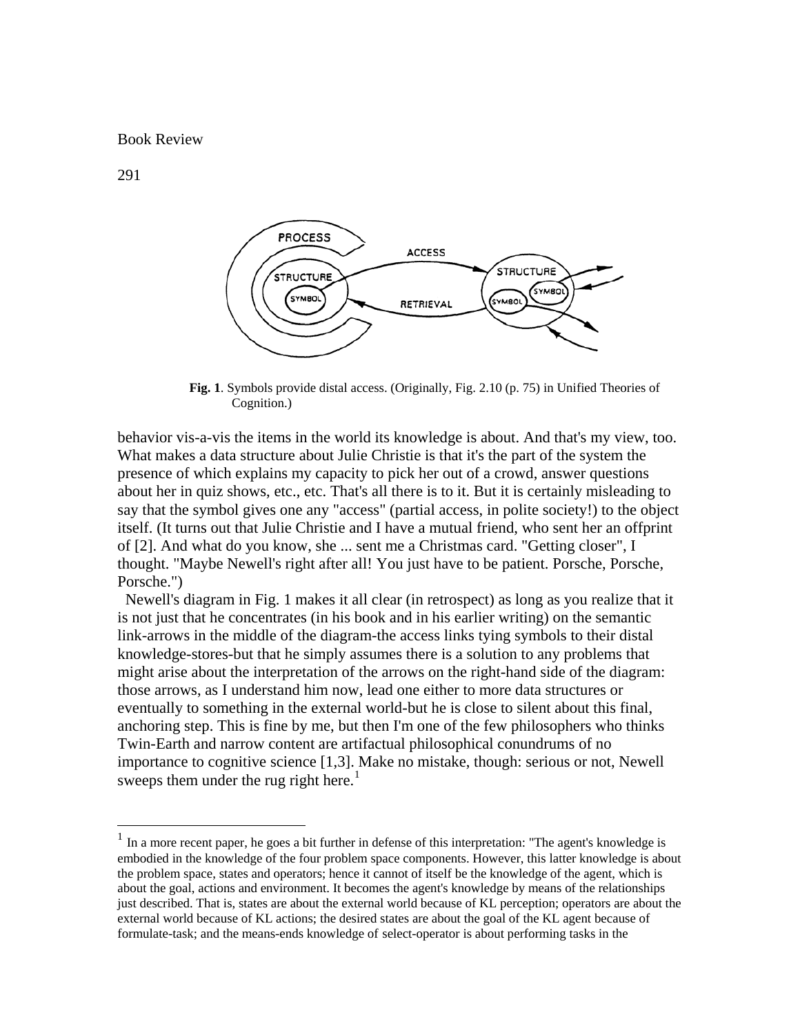Fig. 1. Symbols provide distal access. (Originally, Fig. 2.10 (p. 75) in Unified Theories of Cognition.)

behavior vis-a-vis the items in the world its knowledge is about. And that's my view, too. What makes a data structure about Julie Christie is that it's the part of the system the presence of which explains my capacity to pick her out of a crowd, answer questions about her in quiz shows, etc., etc. That's all there is to it. But it is certainly misleading to say that the symbol gives one any "access" (partial access, in polite society!) to the object itself. (It turns out that Julie Christie and I have a mutual friend, who sent her an offprint of [2]. And what do you know, she ... sent me a Christmas card. "Getting closer", I thought. "Maybe Newell's right after all! You just have to be patient. Porsche, Porsche, Porsche.")

Newell's diagram in Fig. 1 makes it all clear (in retrospect) as long as you realize that it is not just that he concentrates (in his book and in his earlier writing) on the semantic link-arrows in the middle of the diagram-the access links tying symbols to their distal knowledge-stores-but that he simply assumes there is a solution to any problems that might arise about the interpretation of the arrows on the right-hand side of the diagram: those arrows, as I understand him now, lead one either to more data structures or eventually to something in the external world-but he is close to silent about this final, anchoring step. This is fine by me, but then I'm one of the few philosophers who thinks Twin-Earth and narrow content are artifactual philosophical conundrums of no importance to cognitive science [1,3]. Make no mistake, though: serious or not, Newell sweeps them under the rug right here.[1]

---

[1] In a more recent paper, he goes a bit further in defense of this interpretation: "The agent's knowledge is embodied in the knowledge of the four problem space components. However, this latter knowledge is about the problem space, states and operators; hence it cannot of itself be the knowledge of the agent, which is about the goal, actions and environment. It becomes the agent's knowledge by means of the relationships just described. That is, states are about the external world because of KL perception; operators are about the external world because of KL actions; the desired states are about the goal of the KL agent because of formulate-task; and the means-ends knowledge of select-operator is about performing tasks in the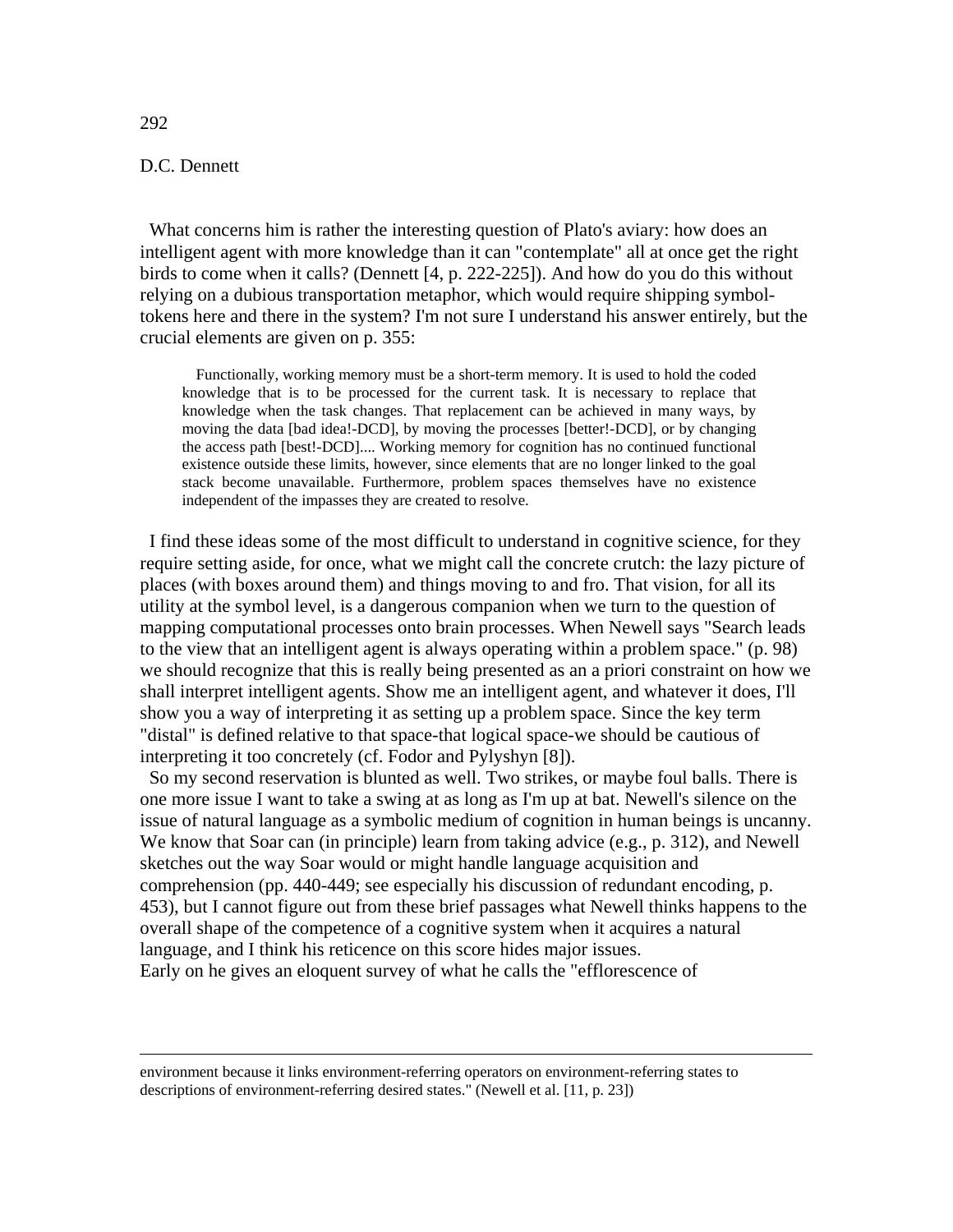What concerns him is rather the interesting question of Plato's aviary: how does an intelligent agent with more knowledge than it can "contemplate" all at once get the right birds to come when it calls? (Dennett [4, p. 222-225]). And how do you do this without relying on a dubious transportation metaphor, which would require shipping symbol-tokens here and there in the system? I'm not sure I understand his answer entirely, but the crucial elements are given on p. 355:

> Functionally, working memory must be a short-term memory. It is used to hold the coded knowledge that is to be processed for the current task. It is necessary to replace that knowledge when the task changes. That replacement can be achieved in many ways, by moving the data [bad idea!-DCD], by moving the processes [better!-DCD], or by changing the access path [best!-DCD].... Working memory for cognition has no continued functional existence outside these limits, however, since elements that are no longer linked to the goal stack become unavailable. Furthermore, problem spaces themselves have no existence independent of the impasses they are created to resolve.

I find these ideas some of the most difficult to understand in cognitive science, for they require setting aside, for once, what we might call the concrete crutch: the lazy picture of places (with boxes around them) and things moving to and fro. That vision, for all its utility at the symbol level, is a dangerous companion when we turn to the question of mapping computational processes onto brain processes. When Newell says "Search leads to the view that an intelligent agent is always operating within a problem space." (p. 98) we should recognize that this is really being presented as an a priori constraint on how we shall interpret intelligent agents. Show me an intelligent agent, and whatever it does, I'll show you a way of interpreting it as setting up a problem space. Since the key term "distal" is defined relative to that space-that logical space-we should be cautious of interpreting it too concretely (cf. Fodor and Pylyshyn [8]).

So my second reservation is blunted as well. Two strikes, or maybe foul balls. There is one more issue I want to take a swing at as long as I'm up at bat. Newell's silence on the issue of natural language as a symbolic medium of cognition in human beings is uncanny. We know that Soar can (in principle) learn from taking advice (e.g., p. 312), and Newell sketches out the way Soar would or might handle language acquisition and comprehension (pp. 440-449; see especially his discussion of redundant encoding, p. 453), but I cannot figure out from these brief passages what Newell thinks happens to the overall shape of the competence of a cognitive system when it acquires a natural language, and I think his reticence on this score hides major issues.

Early on he gives an eloquent survey of what he calls the "efflorescence of

---

environment because it links environment-referring operators on environment-referring states to descriptions of environment-referring desired states." (Newell et al. [11, p. 23])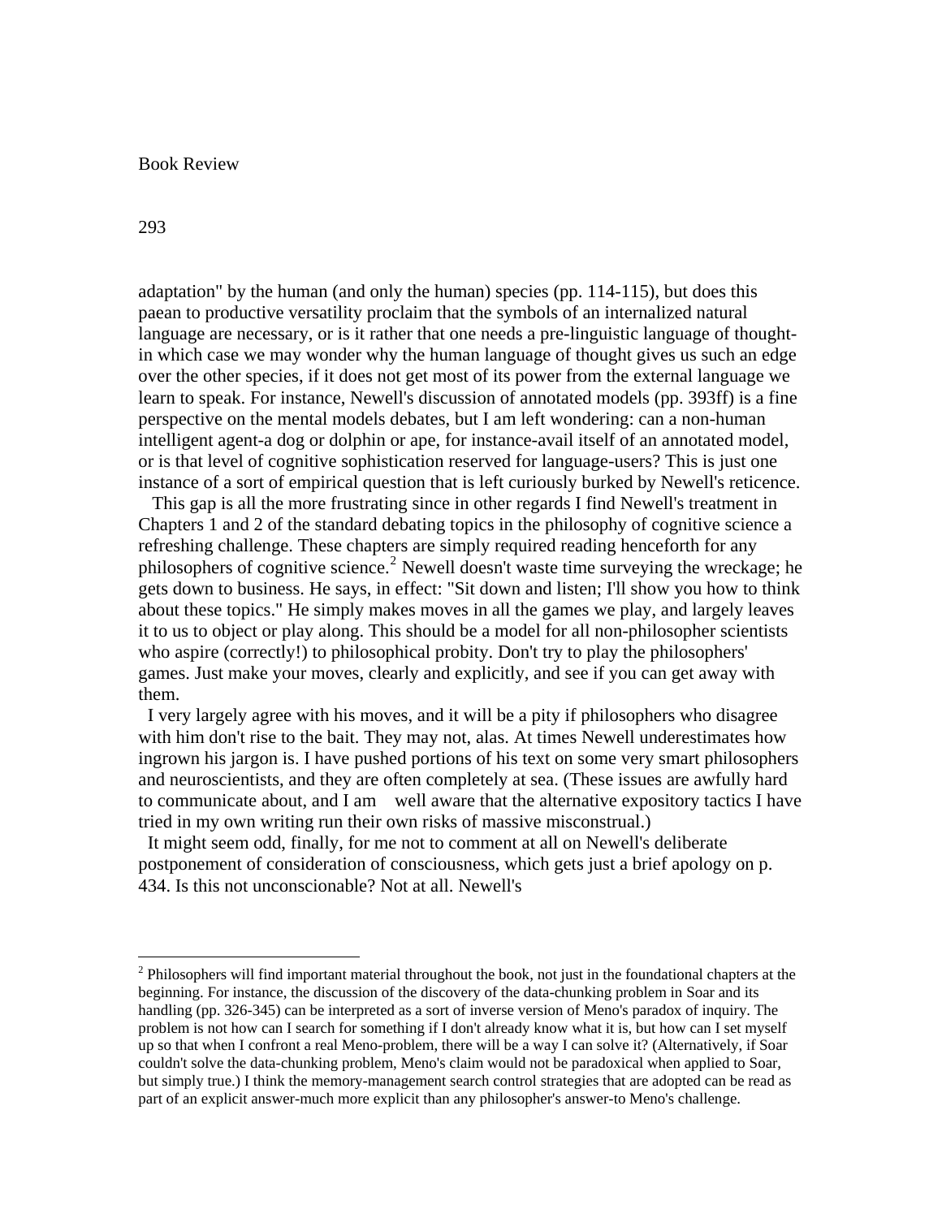adaptation" by the human (and only the human) species (pp. 114-115), but does this paean to productive versatility proclaim that the symbols of an internalized natural language are necessary, or is it rather that one needs a pre-linguistic language of thought-in which case we may wonder why the human language of thought gives us such an edge over the other species, if it does not get most of its power from the external language we learn to speak. For instance, Newell's discussion of annotated models (pp. 393ff) is a fine perspective on the mental models debates, but I am left wondering: can a non-human intelligent agent-a dog or dolphin or ape, for instance-avail itself of an annotated model, or is that level of cognitive sophistication reserved for language-users? This is just one instance of a sort of empirical question that is left curiously burked by Newell's reticence.

This gap is all the more frustrating since in other regards I find Newell's treatment in Chapters 1 and 2 of the standard debating topics in the philosophy of cognitive science a refreshing challenge. These chapters are simply required reading henceforth for any philosophers of cognitive science.[2] Newell doesn't waste time surveying the wreckage; he gets down to business. He says, in effect: "Sit down and listen; I'll show you how to think about these topics." He simply makes moves in all the games we play, and largely leaves it to us to object or play along. This should be a model for all non-philosopher scientists who aspire (correctly!) to philosophical probity. Don't try to play the philosophers' games. Just make your moves, clearly and explicitly, and see if you can get away with them.

I very largely agree with his moves, and it will be a pity if philosophers who disagree with him don't rise to the bait. They may not, alas. At times Newell underestimates how ingrown his jargon is. I have pushed portions of his text on some very smart philosophers and neuroscientists, and they are often completely at sea. (These issues are awfully hard to communicate about, and I am well aware that the alternative expository tactics I have tried in my own writing run their own risks of massive misconstrual.)

It might seem odd, finally, for me not to comment at all on Newell's deliberate postponement of consideration of consciousness, which gets just a brief apology on p. 434. Is this not unconscionable? Not at all. Newell's

---

[2] Philosophers will find important material throughout the book, not just in the foundational chapters at the beginning. For instance, the discussion of the discovery of the data-chunking problem in Soar and its handling (pp. 326-345) can be interpreted as a sort of inverse version of Meno's paradox of inquiry. The problem is not how can I search for something if I don't already know what it is, but how can I set myself up so that when I confront a real Meno-problem, there will be a way I can solve it? (Alternatively, if Soar couldn't solve the data-chunking problem, Meno's claim would not be paradoxical when applied to Soar, but simply true.) I think the memory-management search control strategies that are adopted can be read as part of an explicit answer-much more explicit than any philosopher's answer-to Meno's challenge.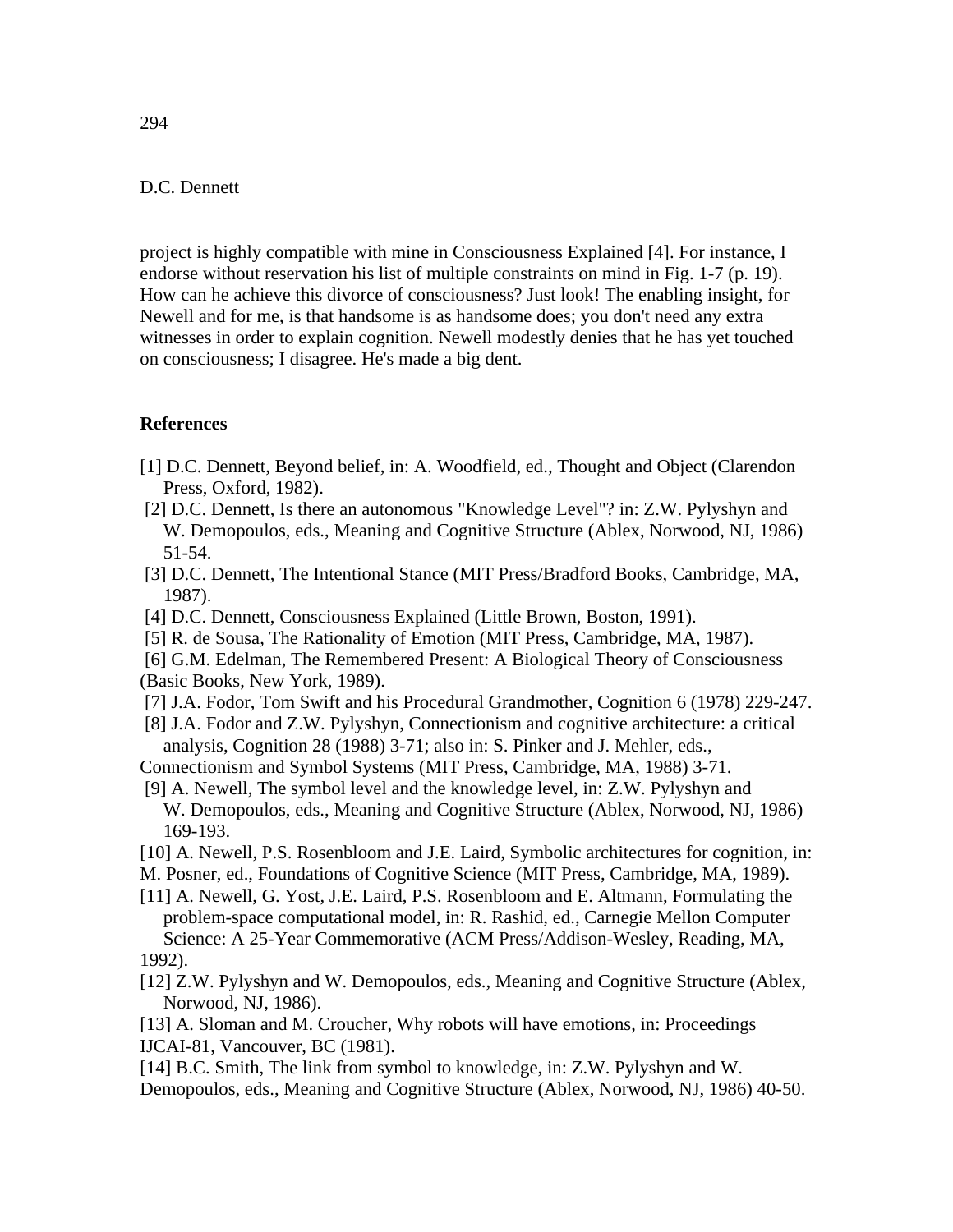project is highly compatible with mine in Consciousness Explained [4]. For instance, I endorse without reservation his list of multiple constraints on mind in Fig. 1-7 (p. 19). How can he achieve this divorce of consciousness? Just look! The enabling insight, for Newell and for me, is that handsome is as handsome does; you don't need any extra witnesses in order to explain cognition. Newell modestly denies that he has yet touched on consciousness; I disagree. He's made a big dent.

## References

[1] D.C. Dennett, Beyond belief, in: A. Woodfield, ed., Thought and Object (Clarendon Press, Oxford, 1982).

[2] D.C. Dennett, Is there an autonomous "Knowledge Level"? in: Z.W. Pylyshyn and W. Demopoulos, eds., Meaning and Cognitive Structure (Ablex, Norwood, NJ, 1986) 51-54.

[3] D.C. Dennett, The Intentional Stance (MIT Press/Bradford Books, Cambridge, MA, 1987).

[4] D.C. Dennett, Consciousness Explained (Little Brown, Boston, 1991).

[5] R. de Sousa, The Rationality of Emotion (MIT Press, Cambridge, MA, 1987).

[6] G.M. Edelman, The Remembered Present: A Biological Theory of Consciousness (Basic Books, New York, 1989).

[7] J.A. Fodor, Tom Swift and his Procedural Grandmother, Cognition 6 (1978) 229-247.

[8] J.A. Fodor and Z.W. Pylyshyn, Connectionism and cognitive architecture: a critical analysis, Cognition 28 (1988) 3-71; also in: S. Pinker and J. Mehler, eds., Connectionism and Symbol Systems (MIT Press, Cambridge, MA, 1988) 3-71.

[9] A. Newell, The symbol level and the knowledge level, in: Z.W. Pylyshyn and W. Demopoulos, eds., Meaning and Cognitive Structure (Ablex, Norwood, NJ, 1986) 169-193.

[10] A. Newell, P.S. Rosenbloom and J.E. Laird, Symbolic architectures for cognition, in: M. Posner, ed., Foundations of Cognitive Science (MIT Press, Cambridge, MA, 1989).

[11] A. Newell, G. Yost, J.E. Laird, P.S. Rosenbloom and E. Altmann, Formulating the problem-space computational model, in: R. Rashid, ed., Carnegie Mellon Computer Science: A 25-Year Commemorative (ACM Press/Addison-Wesley, Reading, MA, 1992).

[12] Z.W. Pylyshyn and W. Demopoulos, eds., Meaning and Cognitive Structure (Ablex, Norwood, NJ, 1986).

[13] A. Sloman and M. Croucher, Why robots will have emotions, in: Proceedings IJCAI-81, Vancouver, BC (1981).

[14] B.C. Smith, The link from symbol to knowledge, in: Z.W. Pylyshyn and W. Demopoulos, eds., Meaning and Cognitive Structure (Ablex, Norwood, NJ, 1986) 40-50.